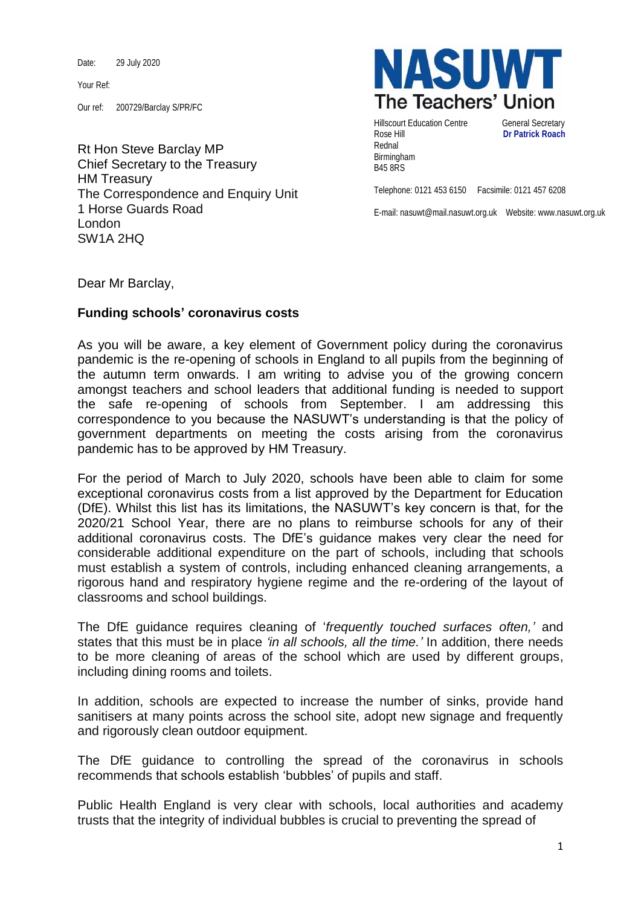Date: 29 July 2020

Your Ref:

Our ref: 200729/Barclay S/PR/FC

**NASUWT**
**The Teachers' Union**

Hillscourt Education Centre
Rose Hill
Rednal
Birmingham
B45 8RS

General Secretary
**Dr Patrick Roach**

Telephone: 0121 453 6150 Facsimile: 0121 457 6208

E-mail: nasuwt@mail.nasuwt.org.uk Website: www.nasuwt.org.uk

Rt Hon Steve Barclay MP
Chief Secretary to the Treasury
HM Treasury
The Correspondence and Enquiry Unit
1 Horse Guards Road
London
SW1A 2HQ

Dear Mr Barclay,

**Funding schools' coronavirus costs**

As you will be aware, a key element of Government policy during the coronavirus pandemic is the re-opening of schools in England to all pupils from the beginning of the autumn term onwards. I am writing to advise you of the growing concern amongst teachers and school leaders that additional funding is needed to support the safe re-opening of schools from September. I am addressing this correspondence to you because the NASUWT's understanding is that the policy of government departments on meeting the costs arising from the coronavirus pandemic has to be approved by HM Treasury.

For the period of March to July 2020, schools have been able to claim for some exceptional coronavirus costs from a list approved by the Department for Education (DfE). Whilst this list has its limitations, the NASUWT's key concern is that, for the 2020/21 School Year, there are no plans to reimburse schools for any of their additional coronavirus costs. The DfE's guidance makes very clear the need for considerable additional expenditure on the part of schools, including that schools must establish a system of controls, including enhanced cleaning arrangements, a rigorous hand and respiratory hygiene regime and the re-ordering of the layout of classrooms and school buildings.

The DfE guidance requires cleaning of '*frequently touched surfaces often,'* and states that this must be in place *'in all schools, all the time.'* In addition, there needs to be more cleaning of areas of the school which are used by different groups, including dining rooms and toilets.

In addition, schools are expected to increase the number of sinks, provide hand sanitisers at many points across the school site, adopt new signage and frequently and rigorously clean outdoor equipment.

The DfE guidance to controlling the spread of the coronavirus in schools recommends that schools establish 'bubbles' of pupils and staff.

Public Health England is very clear with schools, local authorities and academy trusts that the integrity of individual bubbles is crucial to preventing the spread of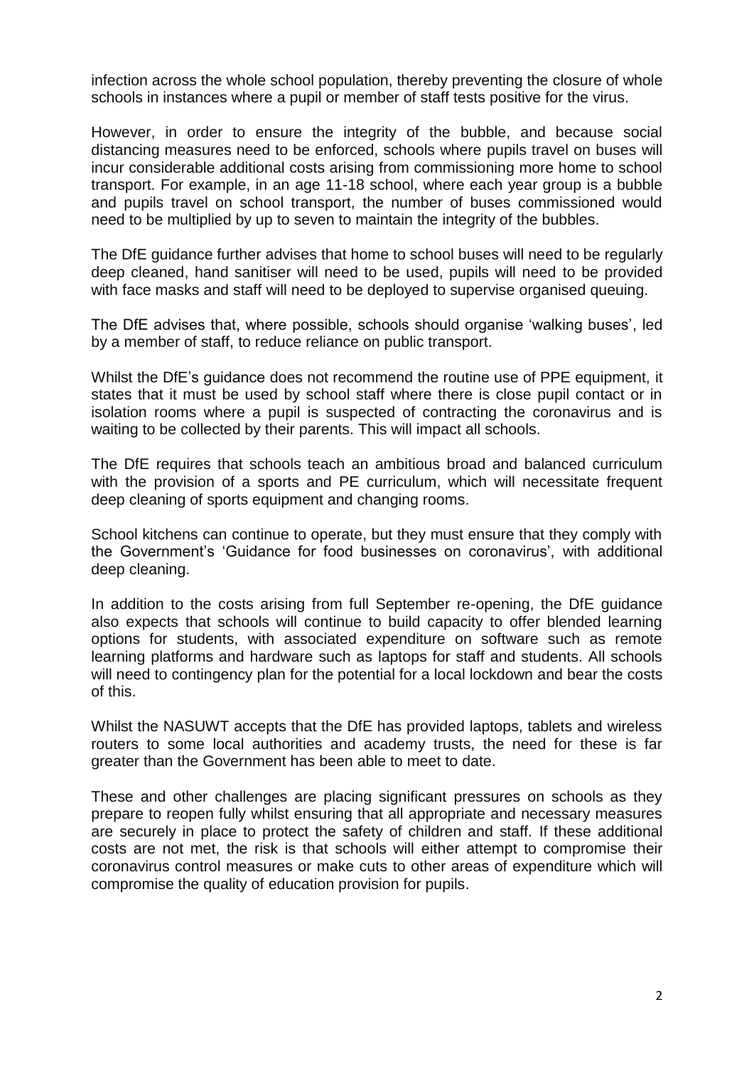infection across the whole school population, thereby preventing the closure of whole schools in instances where a pupil or member of staff tests positive for the virus.

However, in order to ensure the integrity of the bubble, and because social distancing measures need to be enforced, schools where pupils travel on buses will incur considerable additional costs arising from commissioning more home to school transport. For example, in an age 11-18 school, where each year group is a bubble and pupils travel on school transport, the number of buses commissioned would need to be multiplied by up to seven to maintain the integrity of the bubbles.

The DfE guidance further advises that home to school buses will need to be regularly deep cleaned, hand sanitiser will need to be used, pupils will need to be provided with face masks and staff will need to be deployed to supervise organised queuing.

The DfE advises that, where possible, schools should organise 'walking buses', led by a member of staff, to reduce reliance on public transport.

Whilst the DfE's guidance does not recommend the routine use of PPE equipment, it states that it must be used by school staff where there is close pupil contact or in isolation rooms where a pupil is suspected of contracting the coronavirus and is waiting to be collected by their parents. This will impact all schools.

The DfE requires that schools teach an ambitious broad and balanced curriculum with the provision of a sports and PE curriculum, which will necessitate frequent deep cleaning of sports equipment and changing rooms.

School kitchens can continue to operate, but they must ensure that they comply with the Government's 'Guidance for food businesses on coronavirus', with additional deep cleaning.

In addition to the costs arising from full September re-opening, the DfE guidance also expects that schools will continue to build capacity to offer blended learning options for students, with associated expenditure on software such as remote learning platforms and hardware such as laptops for staff and students. All schools will need to contingency plan for the potential for a local lockdown and bear the costs of this.

Whilst the NASUWT accepts that the DfE has provided laptops, tablets and wireless routers to some local authorities and academy trusts, the need for these is far greater than the Government has been able to meet to date.

These and other challenges are placing significant pressures on schools as they prepare to reopen fully whilst ensuring that all appropriate and necessary measures are securely in place to protect the safety of children and staff. If these additional costs are not met, the risk is that schools will either attempt to compromise their coronavirus control measures or make cuts to other areas of expenditure which will compromise the quality of education provision for pupils.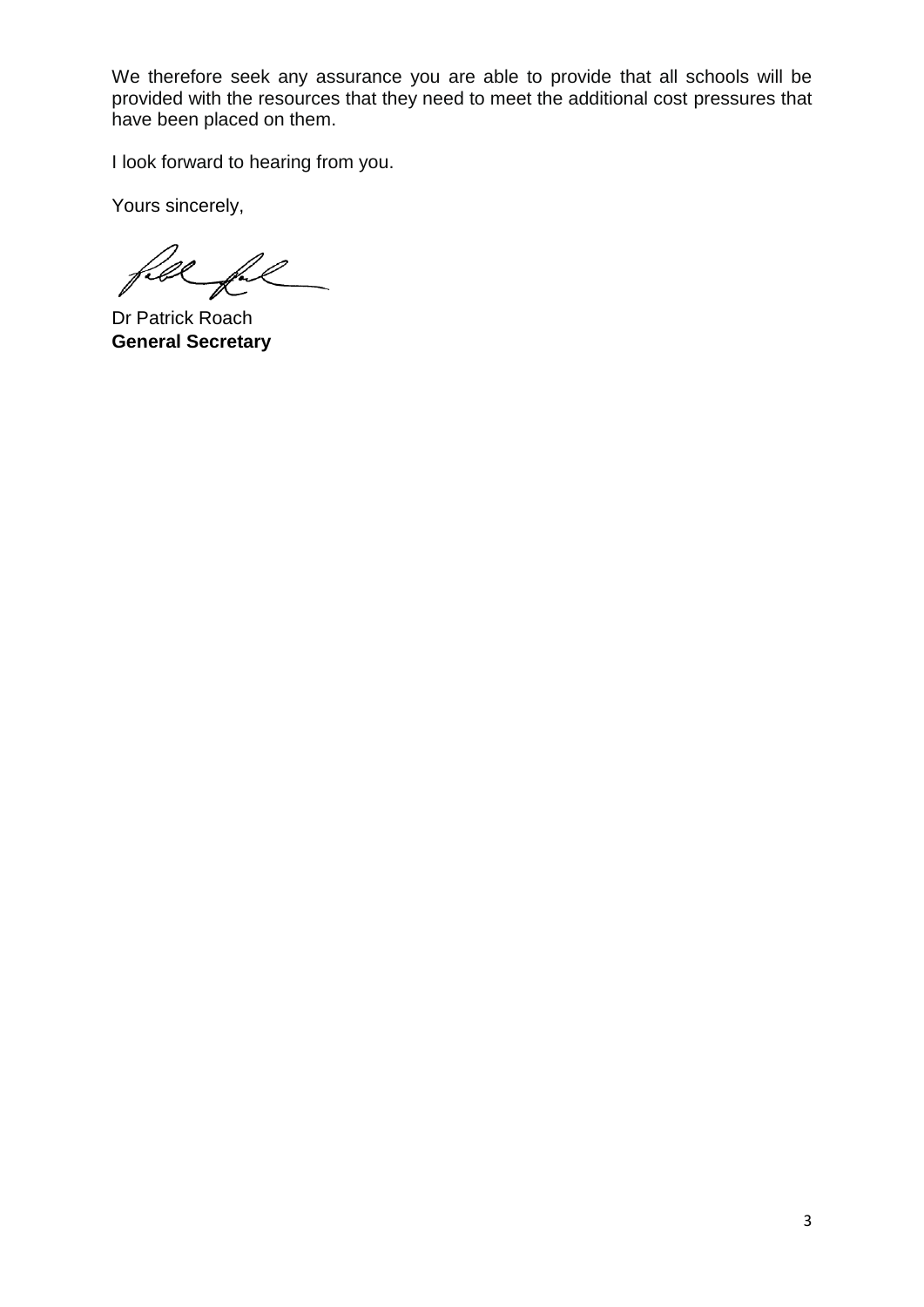We therefore seek any assurance you are able to provide that all schools will be provided with the resources that they need to meet the additional cost pressures that have been placed on them.

I look forward to hearing from you.

Yours sincerely,

Dr Patrick Roach
**General Secretary**